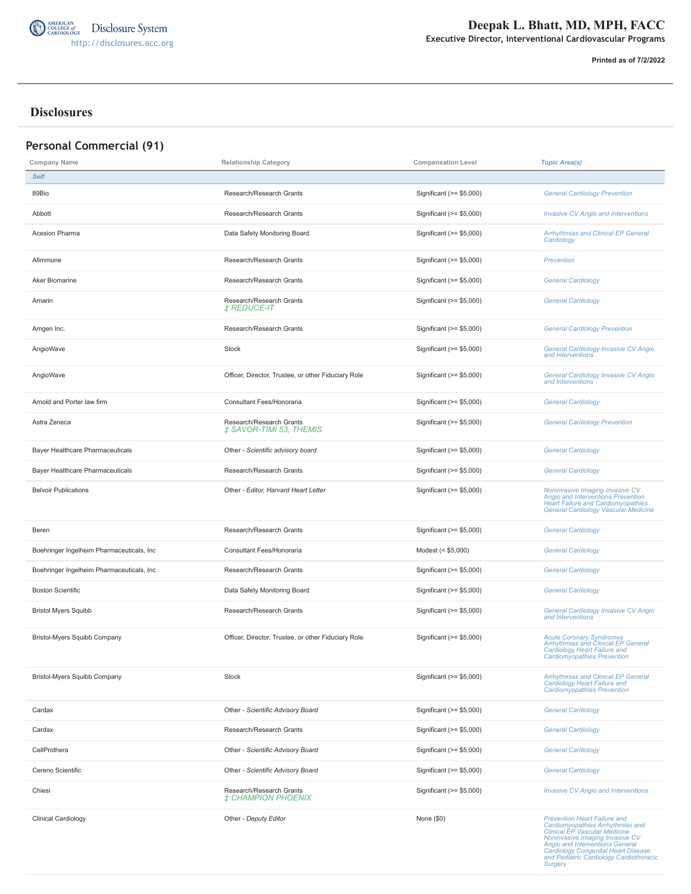# Deepak L. Bhatt, MD, MPH, FACC

**Executive Director, Interventional Cardiovascular Programs**

American College of Cardiology Disclosure System
http://disclosures.acc.org

**Printed as of 7/2/2022**

## Disclosures

### Personal Commercial (91)

| Company Name | Relationship Category | Compensation Level | Topic Area(s) |
|---|---|---|---|
| *Self* | | | |
| 89Bio | Research/Research Grants | Significant (>= $5,000) | General Cardiology Prevention |
| Abbott | Research/Research Grants | Significant (>= $5,000) | Invasive CV Angio and Interventions |
| Acesion Pharma | Data Safety Monitoring Board | Significant (>= $5,000) | Arrhythmias and Clinical EP General Cardiology |
| Afimmune | Research/Research Grants | Significant (>= $5,000) | Prevention |
| Aker Biomarine | Research/Research Grants | Significant (>= $5,000) | General Cardiology |
| Amarin | Research/Research Grants *‡ REDUCE-IT* | Significant (>= $5,000) | General Cardiology |
| Amgen Inc. | Research/Research Grants | Significant (>= $5,000) | General Cardiology Prevention |
| AngioWave | Stock | Significant (>= $5,000) | General Cardiology Invasive CV Angio and Interventions |
| AngioWave | Officer, Director, Trustee, or other Fiduciary Role | Significant (>= $5,000) | General Cardiology Invasive CV Angio and Interventions |
| Arnold and Porter law firm | Consultant Fees/Honoraria | Significant (>= $5,000) | General Cardiology |
| Astra Zeneca | Research/Research Grants *‡ SAVOR-TIMI 53; THEMIS* | Significant (>= $5,000) | General Cardiology Prevention |
| Bayer Healthcare Pharmaceuticals | Other - *Scientific advisory board* | Significant (>= $5,000) | General Cardiology |
| Bayer Healthcare Pharmaceuticals | Research/Research Grants | Significant (>= $5,000) | General Cardiology |
| Belvoir Publications | Other - *Editor, Harvard Heart Letter* | Significant (>= $5,000) | Noninvasive Imaging Invasive CV Angio and Interventions Prevention Heart Failure and Cardiomyopathies General Cardiology Vascular Medicine |
| Beren | Research/Research Grants | Significant (>= $5,000) | General Cardiology |
| Boehringer Ingelheim Pharmaceuticals, Inc | Consultant Fees/Honoraria | Modest (< $5,000) | General Cardiology |
| Boehringer Ingelheim Pharmaceuticals, Inc | Research/Research Grants | Significant (>= $5,000) | General Cardiology |
| Boston Scientific | Data Safety Monitoring Board | Significant (>= $5,000) | General Cardiology |
| Bristol Myers Squibb | Research/Research Grants | Significant (>= $5,000) | General Cardiology Invasive CV Angio and Interventions |
| Bristol-Myers Squibb Company | Officer, Director, Trustee, or other Fiduciary Role | Significant (>= $5,000) | Acute Coronary Syndromes Arrhythmias and Clinical EP General Cardiology Heart Failure and Cardiomyopathies Prevention |
| Bristol-Myers Squibb Company | Stock | Significant (>= $5,000) | Arrhythmias and Clinical EP General Cardiology Heart Failure and Cardiomyopathies Prevention |
| Cardax | Other - *Scientific Advisory Board* | Significant (>= $5,000) | General Cardiology |
| Cardax | Research/Research Grants | Significant (>= $5,000) | General Cardiology |
| CellProthera | Other - *Scientific Advisory Board* | Significant (>= $5,000) | General Cardiology |
| Cereno Scientific | Other - *Scientific Advisory Board* | Significant (>= $5,000) | General Cardiology |
| Chiesi | Research/Research Grants *‡ CHAMPION PHOENIX* | Significant (>= $5,000) | Invasive CV Angio and Interventions |
| Clinical Cardiology | Other - *Deputy Editor* | None ($0) | Prevention Heart Failure and Cardiomyopathies Arrhythmias and Clinical EP Vascular Medicine Noninvasive Imaging Invasive CV Angio and Interventions General Cardiology Congenital Heart Disease and Pediatric Cardiology Cardiothoracic Surgery |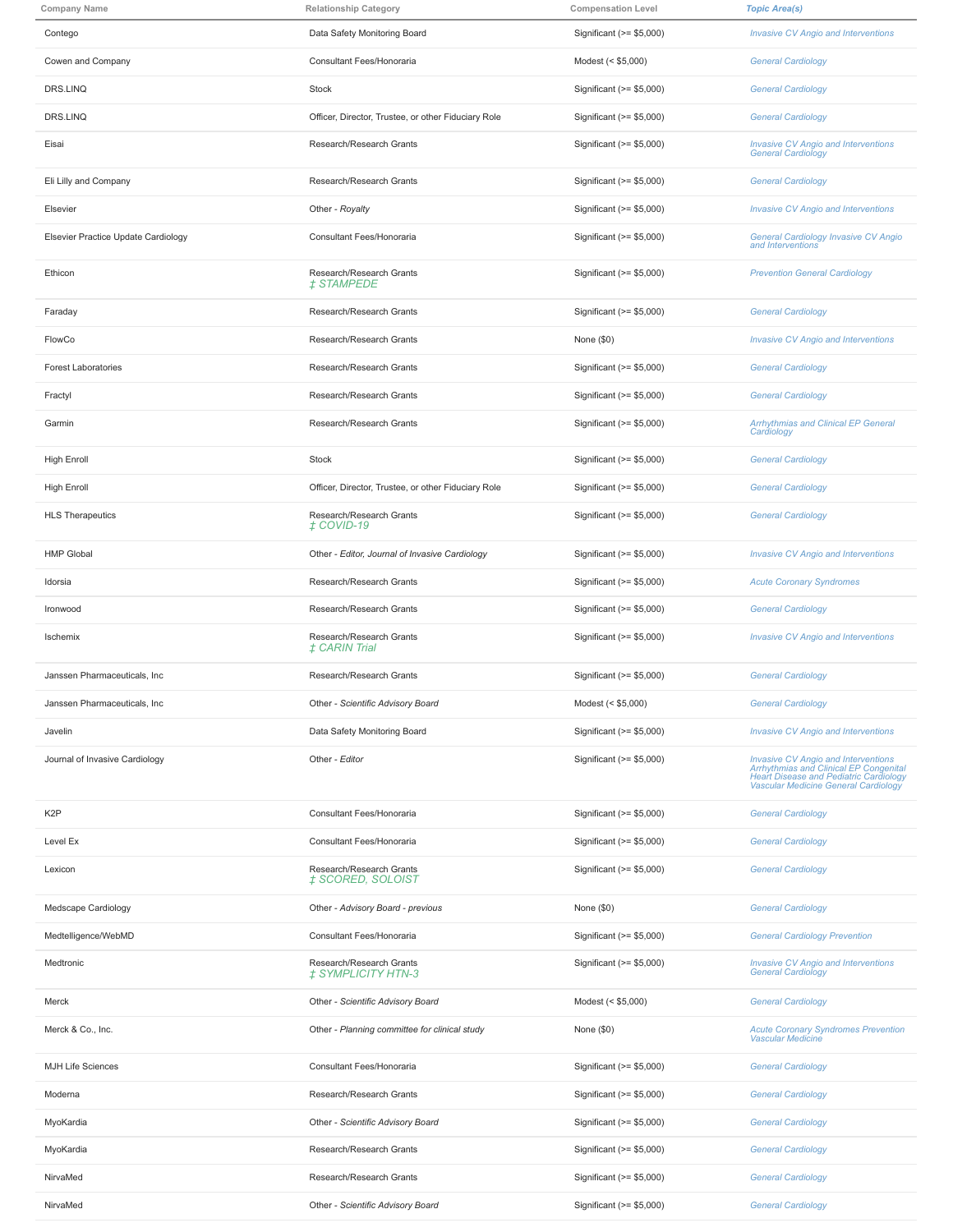| Company Name | Relationship Category | Compensation Level | Topic Area(s) |
| --- | --- | --- | --- |
| Contego | Data Safety Monitoring Board | Significant (>= $5,000) | *Invasive CV Angio and Interventions* |
| Cowen and Company | Consultant Fees/Honoraria | Modest (< $5,000) | *General Cardiology* |
| DRS.LINQ | Stock | Significant (>= $5,000) | *General Cardiology* |
| DRS.LINQ | Officer, Director, Trustee, or other Fiduciary Role | Significant (>= $5,000) | *General Cardiology* |
| Eisai | Research/Research Grants | Significant (>= $5,000) | *Invasive CV Angio and Interventions General Cardiology* |
| Eli Lilly and Company | Research/Research Grants | Significant (>= $5,000) | *General Cardiology* |
| Elsevier | Other - *Royalty* | Significant (>= $5,000) | *Invasive CV Angio and Interventions* |
| Elsevier Practice Update Cardiology | Consultant Fees/Honoraria | Significant (>= $5,000) | *General Cardiology Invasive CV Angio and Interventions* |
| Ethicon | Research/Research Grants *‡ STAMPEDE* | Significant (>= $5,000) | *Prevention General Cardiology* |
| Faraday | Research/Research Grants | Significant (>= $5,000) | *General Cardiology* |
| FlowCo | Research/Research Grants | None ($0) | *Invasive CV Angio and Interventions* |
| Forest Laboratories | Research/Research Grants | Significant (>= $5,000) | *General Cardiology* |
| Fractyl | Research/Research Grants | Significant (>= $5,000) | *General Cardiology* |
| Garmin | Research/Research Grants | Significant (>= $5,000) | *Arrhythmias and Clinical EP General Cardiology* |
| High Enroll | Stock | Significant (>= $5,000) | *General Cardiology* |
| High Enroll | Officer, Director, Trustee, or other Fiduciary Role | Significant (>= $5,000) | *General Cardiology* |
| HLS Therapeutics | Research/Research Grants *‡ COVID-19* | Significant (>= $5,000) | *General Cardiology* |
| HMP Global | Other - *Editor, Journal of Invasive Cardiology* | Significant (>= $5,000) | *Invasive CV Angio and Interventions* |
| Idorsia | Research/Research Grants | Significant (>= $5,000) | *Acute Coronary Syndromes* |
| Ironwood | Research/Research Grants | Significant (>= $5,000) | *General Cardiology* |
| Ischemix | Research/Research Grants *‡ CARIN Trial* | Significant (>= $5,000) | *Invasive CV Angio and Interventions* |
| Janssen Pharmaceuticals, Inc | Research/Research Grants | Significant (>= $5,000) | *General Cardiology* |
| Janssen Pharmaceuticals, Inc | Other - *Scientific Advisory Board* | Modest (< $5,000) | *General Cardiology* |
| Javelin | Data Safety Monitoring Board | Significant (>= $5,000) | *Invasive CV Angio and Interventions* |
| Journal of Invasive Cardiology | Other - *Editor* | Significant (>= $5,000) | *Invasive CV Angio and Interventions Arrhythmias and Clinical EP Congenital Heart Disease and Pediatric Cardiology Vascular Medicine General Cardiology* |
| K2P | Consultant Fees/Honoraria | Significant (>= $5,000) | *General Cardiology* |
| Level Ex | Consultant Fees/Honoraria | Significant (>= $5,000) | *General Cardiology* |
| Lexicon | Research/Research Grants *‡ SCORED, SOLOIST* | Significant (>= $5,000) | *General Cardiology* |
| Medscape Cardiology | Other - *Advisory Board - previous* | None ($0) | *General Cardiology* |
| Medtelligence/WebMD | Consultant Fees/Honoraria | Significant (>= $5,000) | *General Cardiology Prevention* |
| Medtronic | Research/Research Grants *‡ SYMPLICITY HTN-3* | Significant (>= $5,000) | *Invasive CV Angio and Interventions General Cardiology* |
| Merck | Other - *Scientific Advisory Board* | Modest (< $5,000) | *General Cardiology* |
| Merck & Co., Inc. | Other - *Planning committee for clinical study* | None ($0) | *Acute Coronary Syndromes Prevention Vascular Medicine* |
| MJH Life Sciences | Consultant Fees/Honoraria | Significant (>= $5,000) | *General Cardiology* |
| Moderna | Research/Research Grants | Significant (>= $5,000) | *General Cardiology* |
| MyoKardia | Other - *Scientific Advisory Board* | Significant (>= $5,000) | *General Cardiology* |
| MyoKardia | Research/Research Grants | Significant (>= $5,000) | *General Cardiology* |
| NirvaMed | Research/Research Grants | Significant (>= $5,000) | *General Cardiology* |
| NirvaMed | Other - *Scientific Advisory Board* | Significant (>= $5,000) | *General Cardiology* |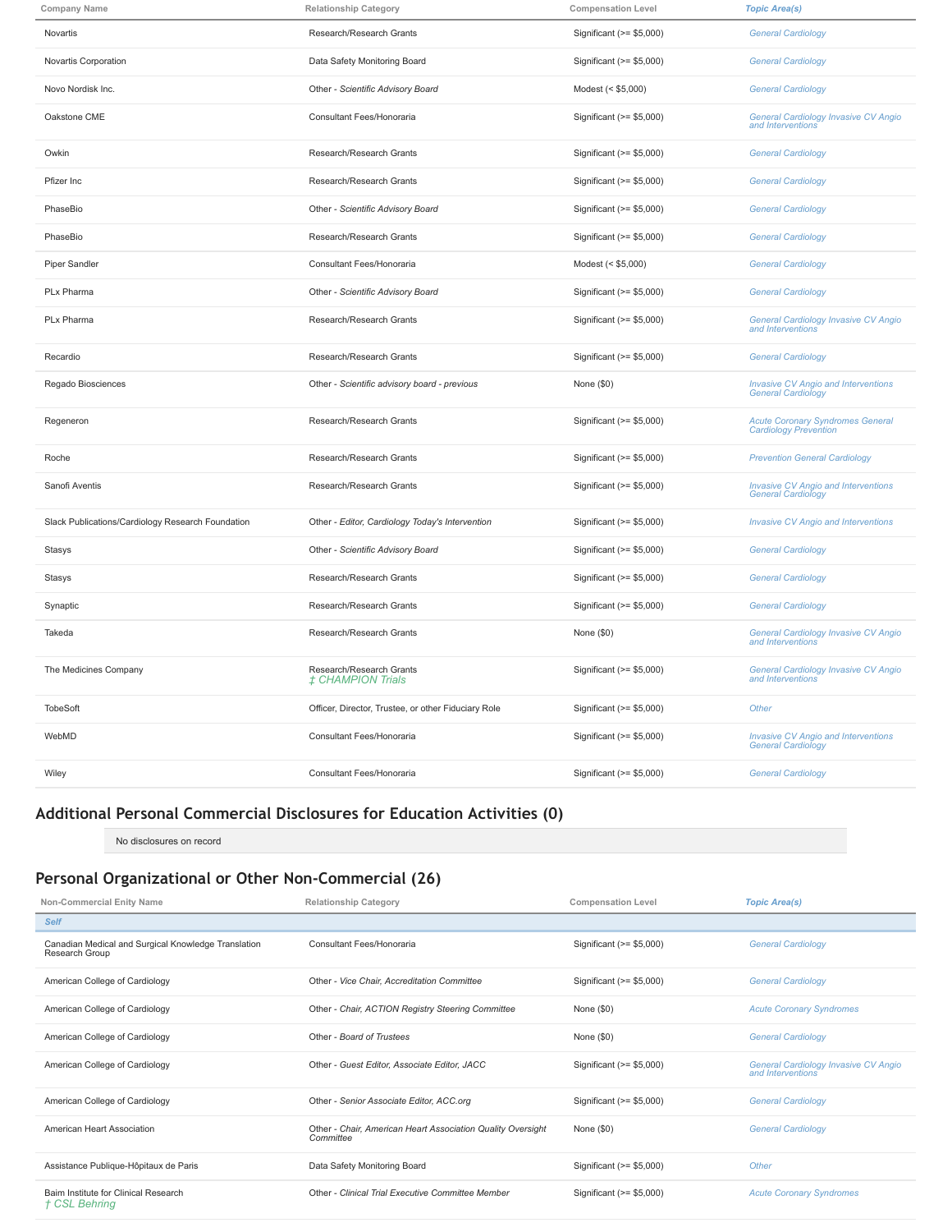| Company Name | Relationship Category | Compensation Level | Topic Area(s) |
|---|---|---|---|
| Novartis | Research/Research Grants | Significant (>= $5,000) | General Cardiology |
| Novartis Corporation | Data Safety Monitoring Board | Significant (>= $5,000) | General Cardiology |
| Novo Nordisk Inc. | Other - *Scientific Advisory Board* | Modest (< $5,000) | General Cardiology |
| Oakstone CME | Consultant Fees/Honoraria | Significant (>= $5,000) | General Cardiology Invasive CV Angio and Interventions |
| Owkin | Research/Research Grants | Significant (>= $5,000) | General Cardiology |
| Pfizer Inc | Research/Research Grants | Significant (>= $5,000) | General Cardiology |
| PhaseBio | Other - *Scientific Advisory Board* | Significant (>= $5,000) | General Cardiology |
| PhaseBio | Research/Research Grants | Significant (>= $5,000) | General Cardiology |
| Piper Sandler | Consultant Fees/Honoraria | Modest (< $5,000) | General Cardiology |
| PLx Pharma | Other - *Scientific Advisory Board* | Significant (>= $5,000) | General Cardiology |
| PLx Pharma | Research/Research Grants | Significant (>= $5,000) | General Cardiology Invasive CV Angio and Interventions |
| Recardio | Research/Research Grants | Significant (>= $5,000) | General Cardiology |
| Regado Biosciences | Other - *Scientific advisory board - previous* | None ($0) | Invasive CV Angio and Interventions General Cardiology |
| Regeneron | Research/Research Grants | Significant (>= $5,000) | Acute Coronary Syndromes General Cardiology Prevention |
| Roche | Research/Research Grants | Significant (>= $5,000) | Prevention General Cardiology |
| Sanofi Aventis | Research/Research Grants | Significant (>= $5,000) | Invasive CV Angio and Interventions General Cardiology |
| Slack Publications/Cardiology Research Foundation | Other - *Editor, Cardiology Today's Intervention* | Significant (>= $5,000) | Invasive CV Angio and Interventions |
| Stasys | Other - *Scientific Advisory Board* | Significant (>= $5,000) | General Cardiology |
| Stasys | Research/Research Grants | Significant (>= $5,000) | General Cardiology |
| Synaptic | Research/Research Grants | Significant (>= $5,000) | General Cardiology |
| Takeda | Research/Research Grants | None ($0) | General Cardiology Invasive CV Angio and Interventions |
| The Medicines Company | Research/Research Grants ‡ CHAMPION Trials | Significant (>= $5,000) | General Cardiology Invasive CV Angio and Interventions |
| TobeSoft | Officer, Director, Trustee, or other Fiduciary Role | Significant (>= $5,000) | Other |
| WebMD | Consultant Fees/Honoraria | Significant (>= $5,000) | Invasive CV Angio and Interventions General Cardiology |
| Wiley | Consultant Fees/Honoraria | Significant (>= $5,000) | General Cardiology |

## Additional Personal Commercial Disclosures for Education Activities (0)

No disclosures on record

## Personal Organizational or Other Non-Commercial (26)

| Non-Commercial Enity Name | Relationship Category | Compensation Level | Topic Area(s) |
|---|---|---|---|
| ***Self*** | | | |
| Canadian Medical and Surgical Knowledge Translation Research Group | Consultant Fees/Honoraria | Significant (>= $5,000) | General Cardiology |
| American College of Cardiology | Other - *Vice Chair, Accreditation Committee* | Significant (>= $5,000) | General Cardiology |
| American College of Cardiology | Other - *Chair, ACTION Registry Steering Committee* | None ($0) | Acute Coronary Syndromes |
| American College of Cardiology | Other - *Board of Trustees* | None ($0) | General Cardiology |
| American College of Cardiology | Other - *Guest Editor, Associate Editor, JACC* | Significant (>= $5,000) | General Cardiology Invasive CV Angio and Interventions |
| American College of Cardiology | Other - *Senior Associate Editor, ACC.org* | Significant (>= $5,000) | General Cardiology |
| American Heart Association | Other - *Chair, American Heart Association Quality Oversight Committee* | None ($0) | General Cardiology |
| Assistance Publique-Hôpitaux de Paris | Data Safety Monitoring Board | Significant (>= $5,000) | Other |
| Baim Institute for Clinical Research † CSL Behring | Other - *Clinical Trial Executive Committee Member* | Significant (>= $5,000) | Acute Coronary Syndromes |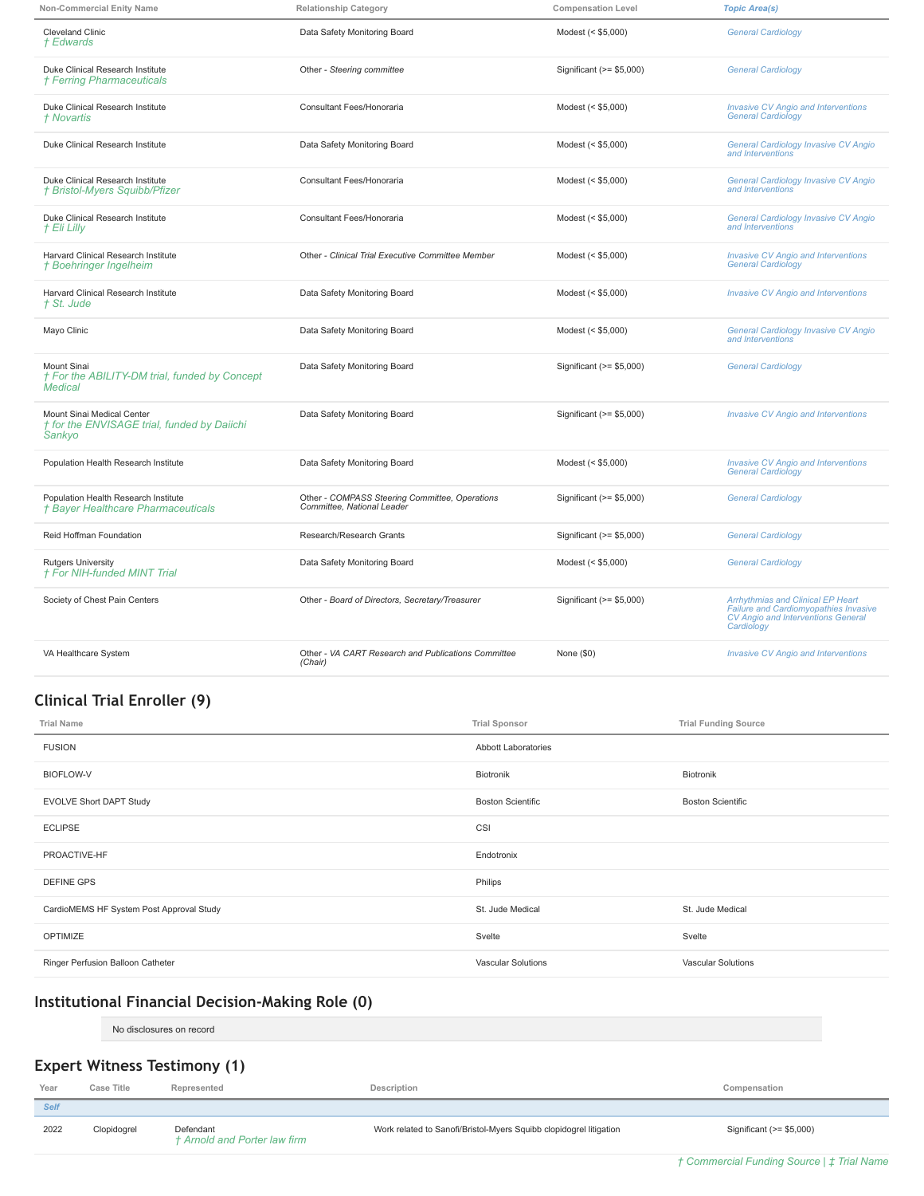| Non-Commercial Enity Name | Relationship Category | Compensation Level | Topic Area(s) |
|---|---|---|---|
| Cleveland Clinic *† Edwards* | Data Safety Monitoring Board | Modest (< $5,000) | *General Cardiology* |
| Duke Clinical Research Institute *† Ferring Pharmaceuticals* | Other - *Steering committee* | Significant (>= $5,000) | *General Cardiology* |
| Duke Clinical Research Institute *† Novartis* | Consultant Fees/Honoraria | Modest (< $5,000) | *Invasive CV Angio and Interventions General Cardiology* |
| Duke Clinical Research Institute | Data Safety Monitoring Board | Modest (< $5,000) | *General Cardiology Invasive CV Angio and Interventions* |
| Duke Clinical Research Institute *† Bristol-Myers Squibb/Pfizer* | Consultant Fees/Honoraria | Modest (< $5,000) | *General Cardiology Invasive CV Angio and Interventions* |
| Duke Clinical Research Institute *† Eli Lilly* | Consultant Fees/Honoraria | Modest (< $5,000) | *General Cardiology Invasive CV Angio and Interventions* |
| Harvard Clinical Research Institute *† Boehringer Ingelheim* | Other - *Clinical Trial Executive Committee Member* | Modest (< $5,000) | *Invasive CV Angio and Interventions General Cardiology* |
| Harvard Clinical Research Institute *† St. Jude* | Data Safety Monitoring Board | Modest (< $5,000) | *Invasive CV Angio and Interventions* |
| Mayo Clinic | Data Safety Monitoring Board | Modest (< $5,000) | *General Cardiology Invasive CV Angio and Interventions* |
| Mount Sinai *† For the ABILITY-DM trial, funded by Concept Medical* | Data Safety Monitoring Board | Significant (>= $5,000) | *General Cardiology* |
| Mount Sinai Medical Center *† for the ENVISAGE trial, funded by Daiichi Sankyo* | Data Safety Monitoring Board | Significant (>= $5,000) | *Invasive CV Angio and Interventions* |
| Population Health Research Institute | Data Safety Monitoring Board | Modest (< $5,000) | *Invasive CV Angio and Interventions General Cardiology* |
| Population Health Research Institute *† Bayer Healthcare Pharmaceuticals* | Other - *COMPASS Steering Committee, Operations Committee, National Leader* | Significant (>= $5,000) | *General Cardiology* |
| Reid Hoffman Foundation | Research/Research Grants | Significant (>= $5,000) | *General Cardiology* |
| Rutgers University *† For NIH-funded MINT Trial* | Data Safety Monitoring Board | Modest (< $5,000) | *General Cardiology* |
| Society of Chest Pain Centers | Other - *Board of Directors, Secretary/Treasurer* | Significant (>= $5,000) | *Arrhythmias and Clinical EP Heart Failure and Cardiomyopathies Invasive CV Angio and Interventions General Cardiology* |
| VA Healthcare System | Other - *VA CART Research and Publications Committee (Chair)* | None ($0) | *Invasive CV Angio and Interventions* |

## Clinical Trial Enroller (9)

| Trial Name | Trial Sponsor | Trial Funding Source |
|---|---|---|
| FUSION | Abbott Laboratories | |
| BIOFLOW-V | Biotronik | Biotronik |
| EVOLVE Short DAPT Study | Boston Scientific | Boston Scientific |
| ECLIPSE | CSI | |
| PROACTIVE-HF | Endotronix | |
| DEFINE GPS | Philips | |
| CardioMEMS HF System Post Approval Study | St. Jude Medical | St. Jude Medical |
| OPTIMIZE | Svelte | Svelte |
| Ringer Perfusion Balloon Catheter | Vascular Solutions | Vascular Solutions |

## Institutional Financial Decision-Making Role (0)

No disclosures on record

## Expert Witness Testimony (1)

| Year | Case Title | Represented | Description | Compensation |
|---|---|---|---|---|
| *Self* | | | | |
| 2022 | Clopidogrel | Defendant *† Arnold and Porter law firm* | Work related to Sanofi/Bristol-Myers Squibb clopidogrel litigation | Significant (>= $5,000) |

*† Commercial Funding Source | ‡ Trial Name*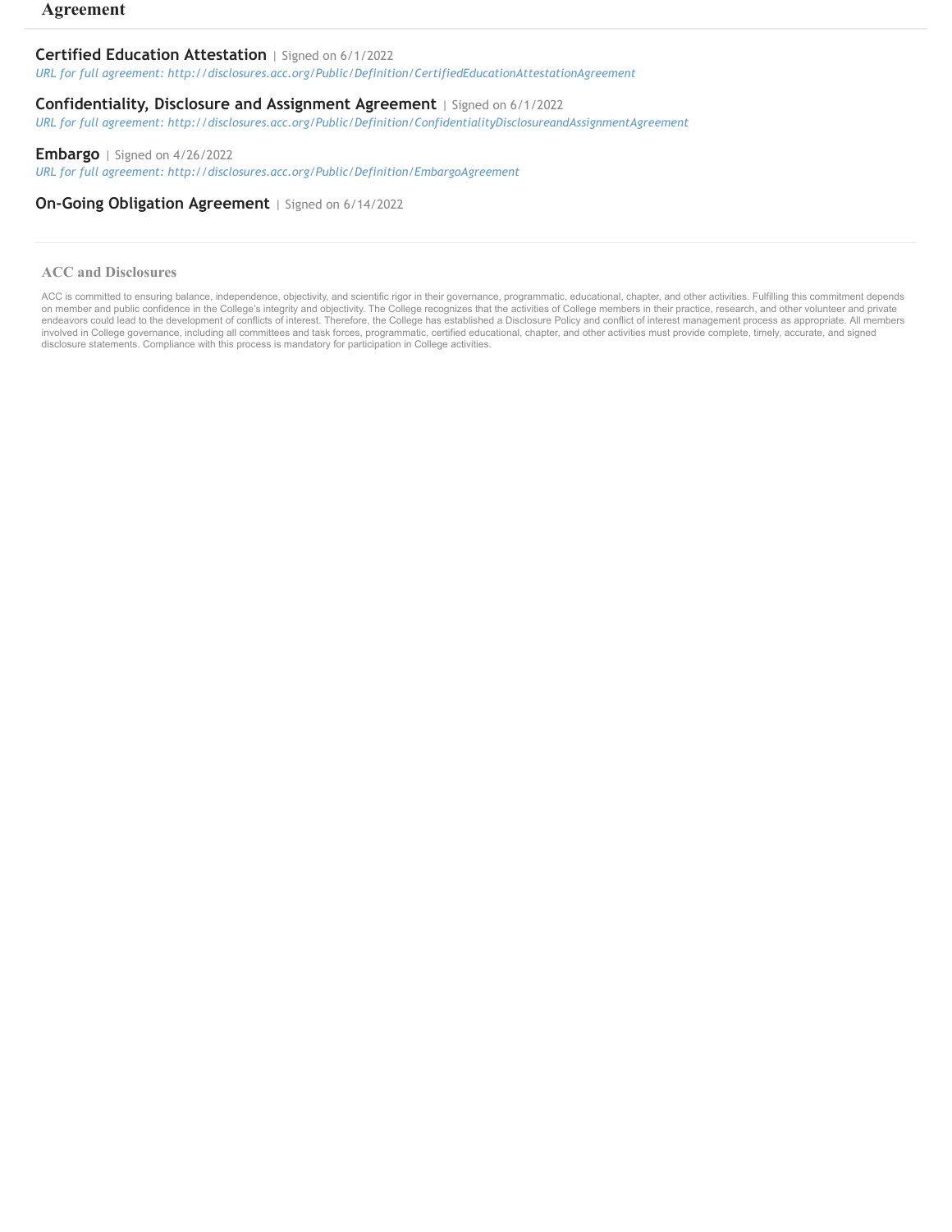## Agreement

**Certified Education Attestation** | Signed on 6/1/2022
*URL for full agreement: http://disclosures.acc.org/Public/Definition/CertifiedEducationAttestationAgreement*

**Confidentiality, Disclosure and Assignment Agreement** | Signed on 6/1/2022
*URL for full agreement: http://disclosures.acc.org/Public/Definition/ConfidentialityDisclosureandAssignmentAgreement*

**Embargo** | Signed on 4/26/2022
*URL for full agreement: http://disclosures.acc.org/Public/Definition/EmbargoAgreement*

**On-Going Obligation Agreement** | Signed on 6/14/2022

### ACC and Disclosures

ACC is committed to ensuring balance, independence, objectivity, and scientific rigor in their governance, programmatic, educational, chapter, and other activities. Fulfilling this commitment depends on member and public confidence in the College's integrity and objectivity. The College recognizes that the activities of College members in their practice, research, and other volunteer and private endeavors could lead to the development of conflicts of interest. Therefore, the College has established a Disclosure Policy and conflict of interest management process as appropriate. All members involved in College governance, including all committees and task forces, programmatic, certified educational, chapter, and other activities must provide complete, timely, accurate, and signed disclosure statements. Compliance with this process is mandatory for participation in College activities.